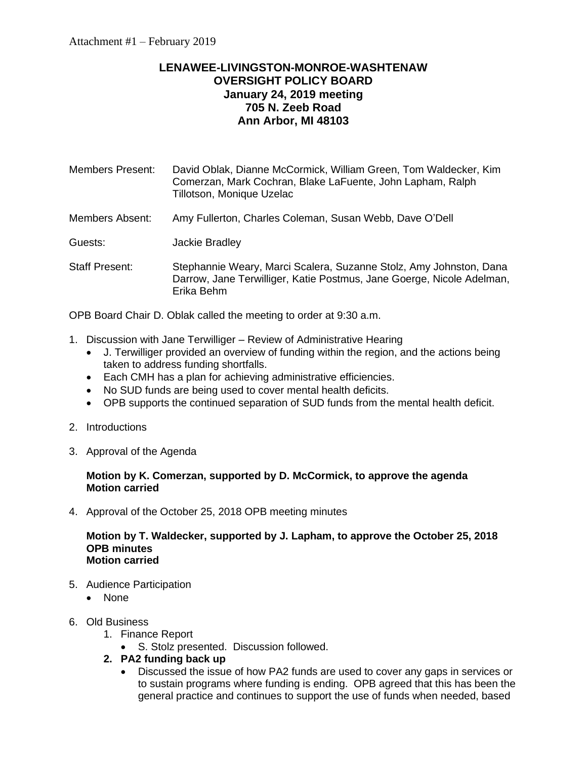Attachment #1 – February 2019

# LENAWEE-LIVINGSTON-MONROE-WASHTENAW
# OVERSIGHT POLICY BOARD
## January 24, 2019 meeting
## 705 N. Zeeb Road
## Ann Arbor, MI 48103

Members Present: David Oblak, Dianne McCormick, William Green, Tom Waldecker, Kim Comerzan, Mark Cochran, Blake LaFuente, John Lapham, Ralph Tillotson, Monique Uzelac

Members Absent: Amy Fullerton, Charles Coleman, Susan Webb, Dave O'Dell

Guests: Jackie Bradley

Staff Present: Stephannie Weary, Marci Scalera, Suzanne Stolz, Amy Johnston, Dana Darrow, Jane Terwilliger, Katie Postmus, Jane Goerge, Nicole Adelman, Erika Behm

OPB Board Chair D. Oblak called the meeting to order at 9:30 a.m.

1. Discussion with Jane Terwilliger – Review of Administrative Hearing
   - J. Terwilliger provided an overview of funding within the region, and the actions being taken to address funding shortfalls.
   - Each CMH has a plan for achieving administrative efficiencies.
   - No SUD funds are being used to cover mental health deficits.
   - OPB supports the continued separation of SUD funds from the mental health deficit.

2. Introductions

3. Approval of the Agenda

   **Motion by K. Comerzan, supported by D. McCormick, to approve the agenda**
   **Motion carried**

4. Approval of the October 25, 2018 OPB meeting minutes

   **Motion by T. Waldecker, supported by J. Lapham, to approve the October 25, 2018 OPB minutes**
   **Motion carried**

5. Audience Participation
   - None

6. Old Business
   1. Finance Report
      - S. Stolz presented. Discussion followed.
   2. **PA2 funding back up**
      - Discussed the issue of how PA2 funds are used to cover any gaps in services or to sustain programs where funding is ending. OPB agreed that this has been the general practice and continues to support the use of funds when needed, based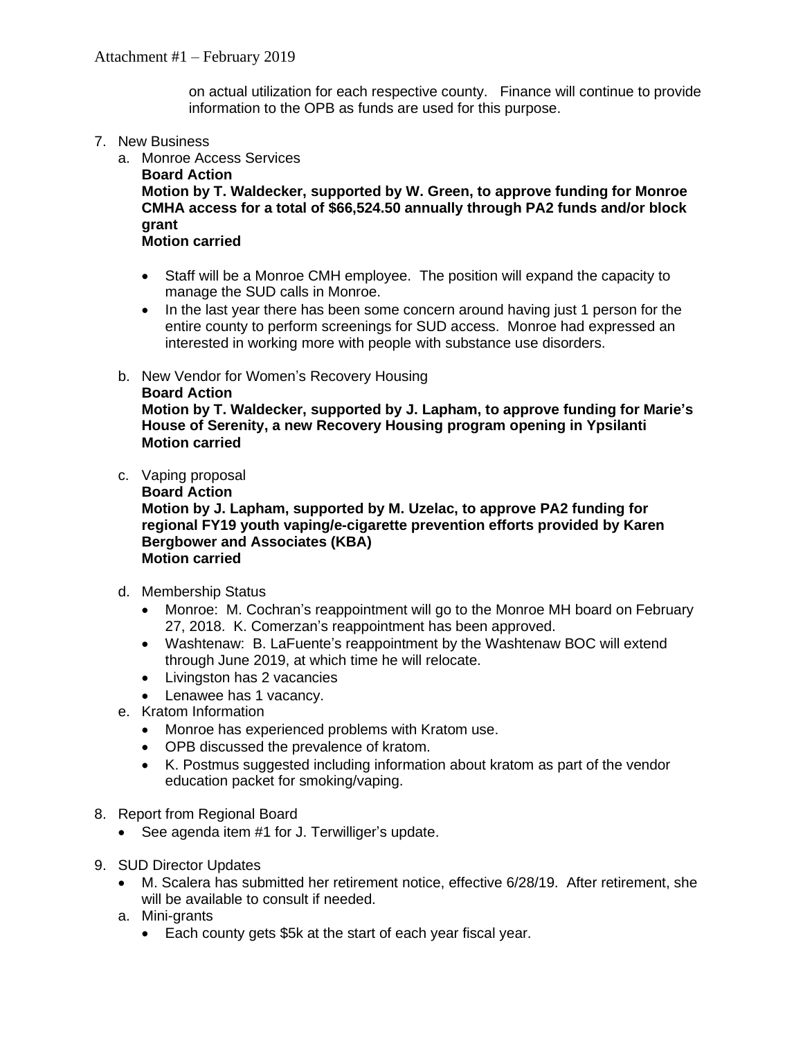on actual utilization for each respective county. Finance will continue to provide information to the OPB as funds are used for this purpose.

7. New Business
   a. Monroe Access Services
      **Board Action**
      **Motion by T. Waldecker, supported by W. Green, to approve funding for Monroe CMHA access for a total of $66,524.50 annually through PA2 funds and/or block grant**
      **Motion carried**

      - Staff will be a Monroe CMH employee. The position will expand the capacity to manage the SUD calls in Monroe.
      - In the last year there has been some concern around having just 1 person for the entire county to perform screenings for SUD access. Monroe had expressed an interested in working more with people with substance use disorders.

   b. New Vendor for Women's Recovery Housing
      **Board Action**
      **Motion by T. Waldecker, supported by J. Lapham, to approve funding for Marie's House of Serenity, a new Recovery Housing program opening in Ypsilanti**
      **Motion carried**

   c. Vaping proposal
      **Board Action**
      **Motion by J. Lapham, supported by M. Uzelac, to approve PA2 funding for regional FY19 youth vaping/e-cigarette prevention efforts provided by Karen Bergbower and Associates (KBA)**
      **Motion carried**

   d. Membership Status
      - Monroe: M. Cochran's reappointment will go to the Monroe MH board on February 27, 2018. K. Comerzan's reappointment has been approved.
      - Washtenaw: B. LaFuente's reappointment by the Washtenaw BOC will extend through June 2019, at which time he will relocate.
      - Livingston has 2 vacancies
      - Lenawee has 1 vacancy.

   e. Kratom Information
      - Monroe has experienced problems with Kratom use.
      - OPB discussed the prevalence of kratom.
      - K. Postmus suggested including information about kratom as part of the vendor education packet for smoking/vaping.

8. Report from Regional Board
   - See agenda item #1 for J. Terwilliger's update.

9. SUD Director Updates
   - M. Scalera has submitted her retirement notice, effective 6/28/19. After retirement, she will be available to consult if needed.

   a. Mini-grants
      - Each county gets $5k at the start of each year fiscal year.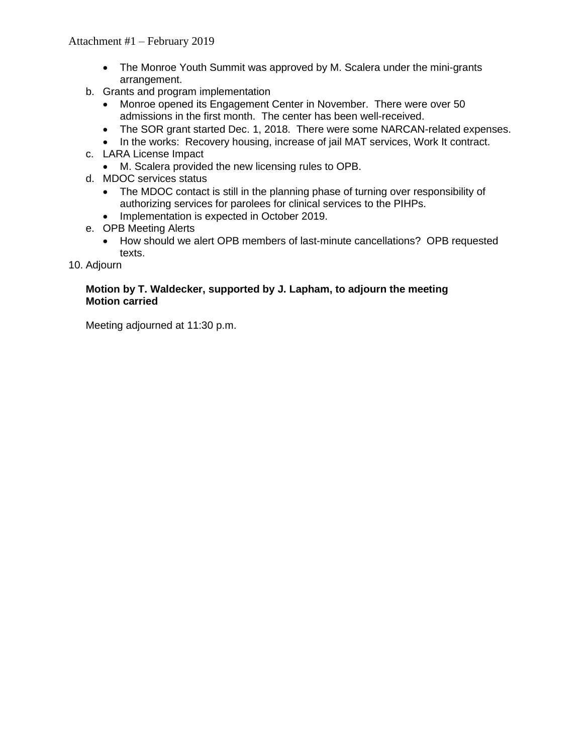- The Monroe Youth Summit was approved by M. Scalera under the mini-grants arrangement.

b. Grants and program implementation
   - Monroe opened its Engagement Center in November. There were over 50 admissions in the first month. The center has been well-received.
   - The SOR grant started Dec. 1, 2018. There were some NARCAN-related expenses.
   - In the works: Recovery housing, increase of jail MAT services, Work It contract.

c. LARA License Impact
   - M. Scalera provided the new licensing rules to OPB.

d. MDOC services status
   - The MDOC contact is still in the planning phase of turning over responsibility of authorizing services for parolees for clinical services to the PIHPs.
   - Implementation is expected in October 2019.

e. OPB Meeting Alerts
   - How should we alert OPB members of last-minute cancellations? OPB requested texts.

10. Adjourn

    **Motion by T. Waldecker, supported by J. Lapham, to adjourn the meeting**
    **Motion carried**

    Meeting adjourned at 11:30 p.m.